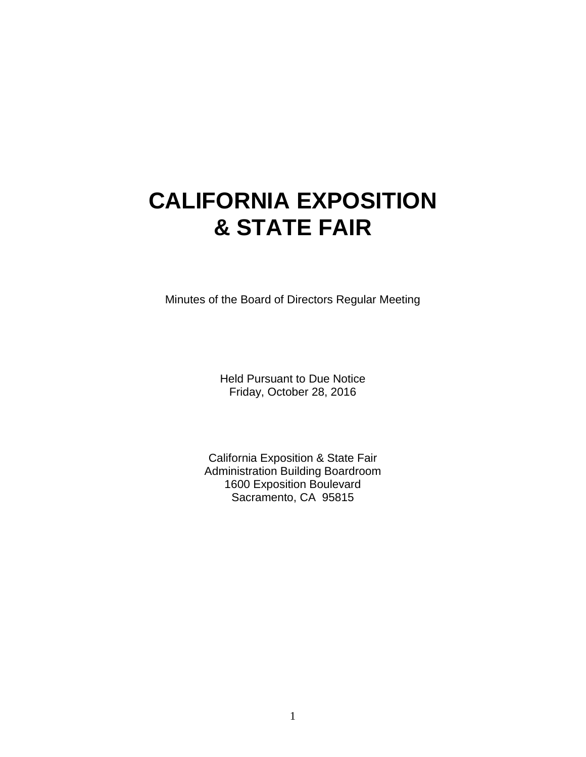# CALIFORNIA EXPOSITION
# & STATE FAIR

Minutes of the Board of Directors Regular Meeting

Held Pursuant to Due Notice
Friday, October 28, 2016

California Exposition & State Fair
Administration Building Boardroom
1600 Exposition Boulevard
Sacramento, CA 95815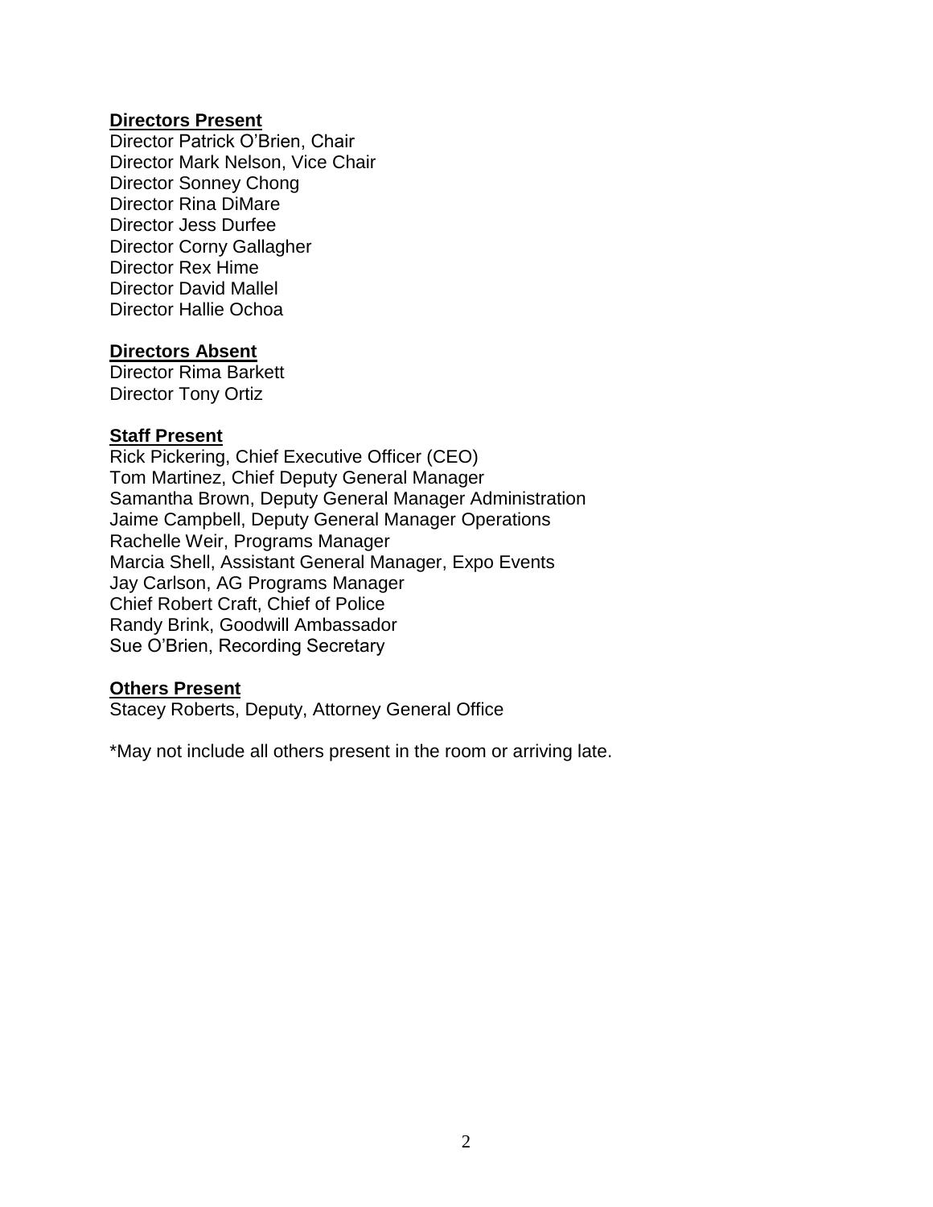**Directors Present**

Director Patrick O'Brien, Chair
Director Mark Nelson, Vice Chair
Director Sonney Chong
Director Rina DiMare
Director Jess Durfee
Director Corny Gallagher
Director Rex Hime
Director David Mallel
Director Hallie Ochoa

**Directors Absent**

Director Rima Barkett
Director Tony Ortiz

**Staff Present**

Rick Pickering, Chief Executive Officer (CEO)
Tom Martinez, Chief Deputy General Manager
Samantha Brown, Deputy General Manager Administration
Jaime Campbell, Deputy General Manager Operations
Rachelle Weir, Programs Manager
Marcia Shell, Assistant General Manager, Expo Events
Jay Carlson, AG Programs Manager
Chief Robert Craft, Chief of Police
Randy Brink, Goodwill Ambassador
Sue O'Brien, Recording Secretary

**Others Present**

Stacey Roberts, Deputy, Attorney General Office

*May not include all others present in the room or arriving late.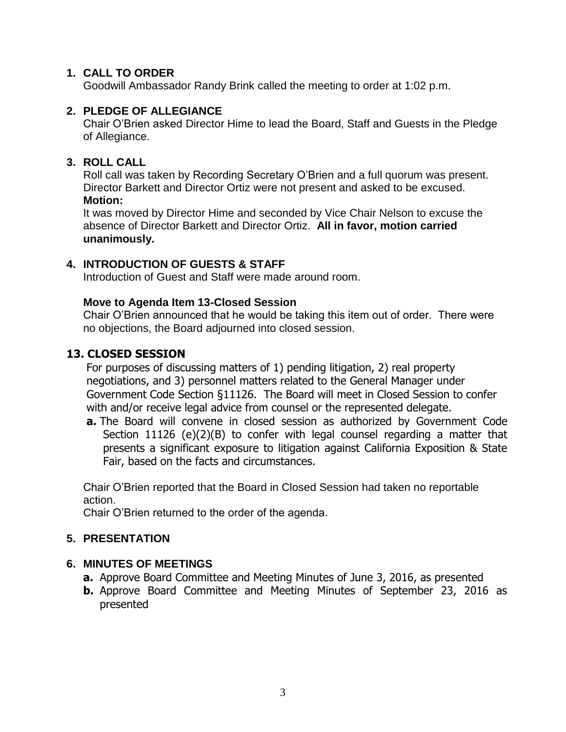## 1. CALL TO ORDER

Goodwill Ambassador Randy Brink called the meeting to order at 1:02 p.m.

## 2. PLEDGE OF ALLEGIANCE

Chair O'Brien asked Director Hime to lead the Board, Staff and Guests in the Pledge of Allegiance.

## 3. ROLL CALL

Roll call was taken by Recording Secretary O'Brien and a full quorum was present. Director Barkett and Director Ortiz were not present and asked to be excused.

**Motion:**

It was moved by Director Hime and seconded by Vice Chair Nelson to excuse the absence of Director Barkett and Director Ortiz. **All in favor, motion carried unanimously.**

## 4. INTRODUCTION OF GUESTS & STAFF

Introduction of Guest and Staff were made around room.

**Move to Agenda Item 13-Closed Session**

Chair O'Brien announced that he would be taking this item out of order. There were no objections, the Board adjourned into closed session.

## 13. CLOSED SESSION

For purposes of discussing matters of 1) pending litigation, 2) real property negotiations, and 3) personnel matters related to the General Manager under Government Code Section §11126. The Board will meet in Closed Session to confer with and/or receive legal advice from counsel or the represented delegate.

**a.** The Board will convene in closed session as authorized by Government Code Section 11126 (e)(2)(B) to confer with legal counsel regarding a matter that presents a significant exposure to litigation against California Exposition & State Fair, based on the facts and circumstances.

Chair O'Brien reported that the Board in Closed Session had taken no reportable action.

Chair O'Brien returned to the order of the agenda.

## 5. PRESENTATION

## 6. MINUTES OF MEETINGS

**a.** Approve Board Committee and Meeting Minutes of June 3, 2016, as presented

**b.** Approve Board Committee and Meeting Minutes of September 23, 2016 as presented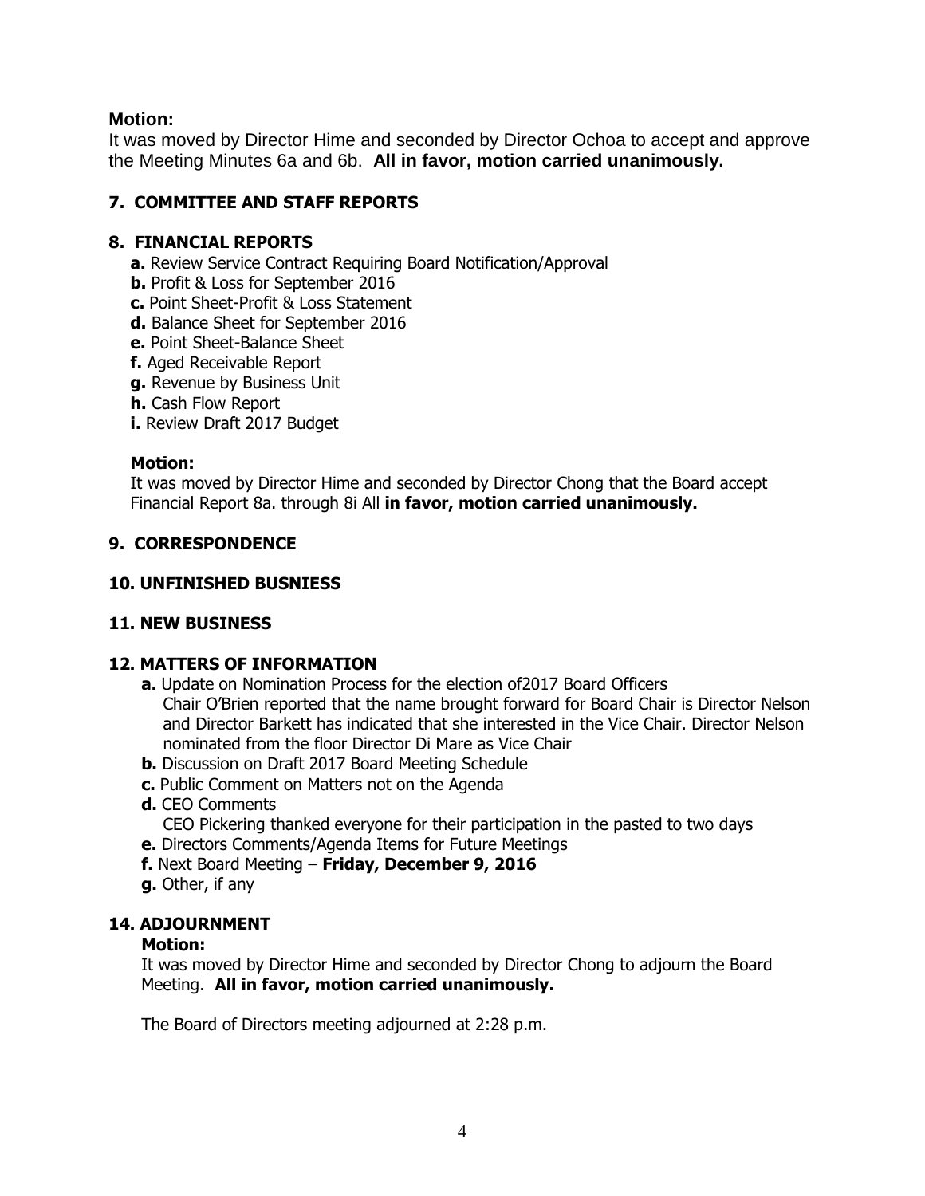**Motion:**
It was moved by Director Hime and seconded by Director Ochoa to accept and approve the Meeting Minutes 6a and 6b. **All in favor, motion carried unanimously.**

## 7. COMMITTEE AND STAFF REPORTS

## 8. FINANCIAL REPORTS

- **a.** Review Service Contract Requiring Board Notification/Approval
- **b.** Profit & Loss for September 2016
- **c.** Point Sheet-Profit & Loss Statement
- **d.** Balance Sheet for September 2016
- **e.** Point Sheet-Balance Sheet
- **f.** Aged Receivable Report
- **g.** Revenue by Business Unit
- **h.** Cash Flow Report
- **i.** Review Draft 2017 Budget

**Motion:**
It was moved by Director Hime and seconded by Director Chong that the Board accept Financial Report 8a. through 8i All **in favor, motion carried unanimously.**

## 9. CORRESPONDENCE

## 10. UNFINISHED BUSNIESS

## 11. NEW BUSINESS

## 12. MATTERS OF INFORMATION

- **a.** Update on Nomination Process for the election of2017 Board Officers
  Chair O'Brien reported that the name brought forward for Board Chair is Director Nelson and Director Barkett has indicated that she interested in the Vice Chair. Director Nelson nominated from the floor Director Di Mare as Vice Chair
- **b.** Discussion on Draft 2017 Board Meeting Schedule
- **c.** Public Comment on Matters not on the Agenda
- **d.** CEO Comments
  CEO Pickering thanked everyone for their participation in the pasted to two days
- **e.** Directors Comments/Agenda Items for Future Meetings
- **f.** Next Board Meeting – **Friday, December 9, 2016**
- **g.** Other, if any

## 14. ADJOURNMENT

**Motion:**
It was moved by Director Hime and seconded by Director Chong to adjourn the Board Meeting. **All in favor, motion carried unanimously.**

The Board of Directors meeting adjourned at 2:28 p.m.